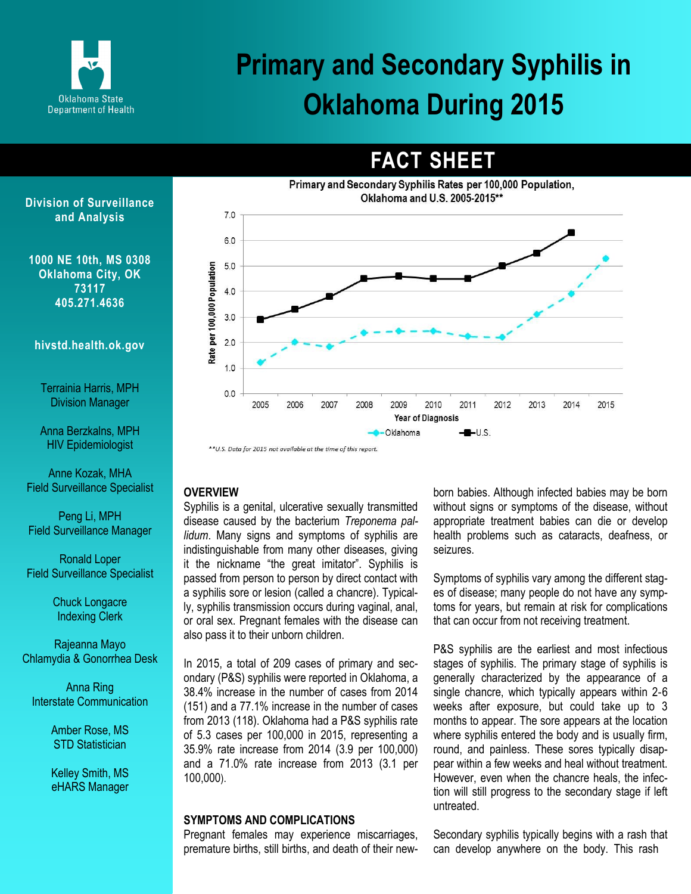# Primary and Secondary Syphilis in Oklahoma During 2015

Oklahoma State Department of Health

## FACT SHEET

**Division of Surveillance and Analysis**

**1000 NE 10th, MS 0308**
**Oklahoma City, OK 73117**
**405.271.4636**

**hivstd.health.ok.gov**

Terrainia Harris, MPH
Division Manager

Anna Berzkalns, MPH
HIV Epidemiologist

Anne Kozak, MHA
Field Surveillance Specialist

Peng Li, MPH
Field Surveillance Manager

Ronald Loper
Field Surveillance Specialist

Chuck Longacre
Indexing Clerk

Rajeanna Mayo
Chlamydia & Gonorrhea Desk

Anna Ring
Interstate Communication

Amber Rose, MS
STD Statistician

Kelley Smith, MS
eHARS Manager

**Primary and Secondary Syphilis Rates per 100,000 Population, Oklahoma and U.S. 2005-2015****

*\*\*U.S. Data for 2015 not available at the time of this report.*

### OVERVIEW

Syphilis is a genital, ulcerative sexually transmitted disease caused by the bacterium *Treponema pallidum*. Many signs and symptoms of syphilis are indistinguishable from many other diseases, giving it the nickname "the great imitator". Syphilis is passed from person to person by direct contact with a syphilis sore or lesion (called a chancre). Typically, syphilis transmission occurs during vaginal, anal, or oral sex. Pregnant females with the disease can also pass it to their unborn children.

In 2015, a total of 209 cases of primary and secondary (P&S) syphilis were reported in Oklahoma, a 38.4% increase in the number of cases from 2014 (151) and a 77.1% increase in the number of cases from 2013 (118). Oklahoma had a P&S syphilis rate of 5.3 cases per 100,000 in 2015, representing a 35.9% rate increase from 2014 (3.9 per 100,000) and a 71.0% rate increase from 2013 (3.1 per 100,000).

### SYMPTOMS AND COMPLICATIONS

Pregnant females may experience miscarriages, premature births, still births, and death of their newborn babies. Although infected babies may be born without signs or symptoms of the disease, without appropriate treatment babies can die or develop health problems such as cataracts, deafness, or seizures.

Symptoms of syphilis vary among the different stages of disease; many people do not have any symptoms for years, but remain at risk for complications that can occur from not receiving treatment.

P&S syphilis are the earliest and most infectious stages of syphilis. The primary stage of syphilis is generally characterized by the appearance of a single chancre, which typically appears within 2-6 weeks after exposure, but could take up to 3 months to appear. The sore appears at the location where syphilis entered the body and is usually firm, round, and painless. These sores typically disappear within a few weeks and heal without treatment. However, even when the chancre heals, the infection will still progress to the secondary stage if left untreated.

Secondary syphilis typically begins with a rash that can develop anywhere on the body. This rash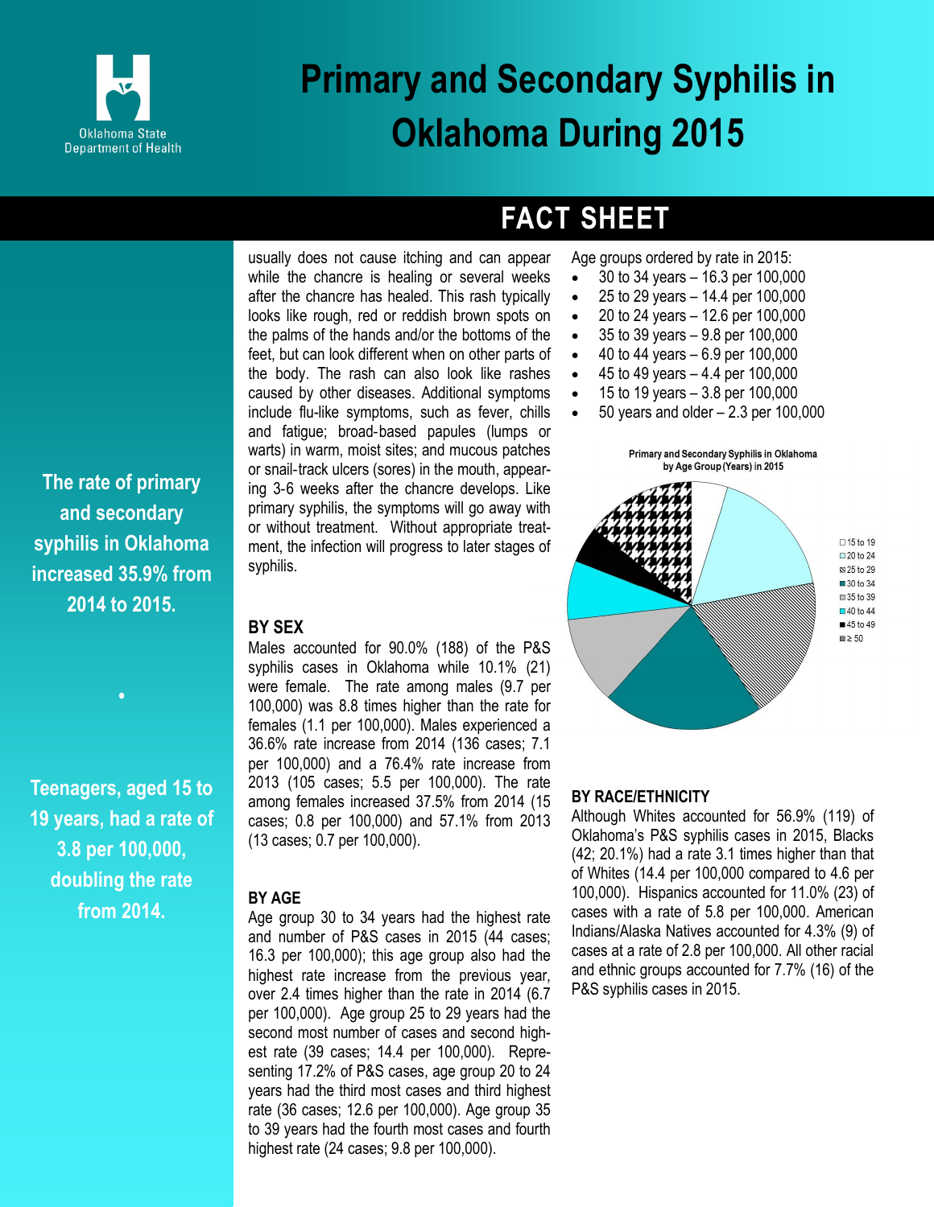# Primary and Secondary Syphilis in Oklahoma During 2015

Oklahoma State Department of Health

## FACT SHEET

**The rate of primary and secondary syphilis in Oklahoma increased 35.9% from 2014 to 2015.**

•

**Teenagers, aged 15 to 19 years, had a rate of 3.8 per 100,000, doubling the rate from 2014.**

usually does not cause itching and can appear while the chancre is healing or several weeks after the chancre has healed. This rash typically looks like rough, red or reddish brown spots on the palms of the hands and/or the bottoms of the feet, but can look different when on other parts of the body. The rash can also look like rashes caused by other diseases. Additional symptoms include flu-like symptoms, such as fever, chills and fatigue; broad-based papules (lumps or warts) in warm, moist sites; and mucous patches or snail-track ulcers (sores) in the mouth, appearing 3-6 weeks after the chancre develops. Like primary syphilis, the symptoms will go away with or without treatment. Without appropriate treatment, the infection will progress to later stages of syphilis.

### BY SEX

Males accounted for 90.0% (188) of the P&S syphilis cases in Oklahoma while 10.1% (21) were female. The rate among males (9.7 per 100,000) was 8.8 times higher than the rate for females (1.1 per 100,000). Males experienced a 36.6% rate increase from 2014 (136 cases; 7.1 per 100,000) and a 76.4% rate increase from 2013 (105 cases; 5.5 per 100,000). The rate among females increased 37.5% from 2014 (15 cases; 0.8 per 100,000) and 57.1% from 2013 (13 cases; 0.7 per 100,000).

### BY AGE

Age group 30 to 34 years had the highest rate and number of P&S cases in 2015 (44 cases; 16.3 per 100,000); this age group also had the highest rate increase from the previous year, over 2.4 times higher than the rate in 2014 (6.7 per 100,000). Age group 25 to 29 years had the second most number of cases and second highest rate (39 cases; 14.4 per 100,000). Representing 17.2% of P&S cases, age group 20 to 24 years had the third most cases and third highest rate (36 cases; 12.6 per 100,000). Age group 35 to 39 years had the fourth most cases and fourth highest rate (24 cases; 9.8 per 100,000).

Age groups ordered by rate in 2015:

- 30 to 34 years – 16.3 per 100,000
- 25 to 29 years – 14.4 per 100,000
- 20 to 24 years – 12.6 per 100,000
- 35 to 39 years – 9.8 per 100,000
- 40 to 44 years – 6.9 per 100,000
- 45 to 49 years – 4.4 per 100,000
- 15 to 19 years – 3.8 per 100,000
- 50 years and older – 2.3 per 100,000

Primary and Secondary Syphilis in Oklahoma by Age Group (Years) in 2015

Legend: 15 to 19; 20 to 24; 25 to 29; 30 to 34; 35 to 39; 40 to 44; 45 to 49; ≥ 50

### BY RACE/ETHNICITY

Although Whites accounted for 56.9% (119) of Oklahoma's P&S syphilis cases in 2015, Blacks (42; 20.1%) had a rate 3.1 times higher than that of Whites (14.4 per 100,000 compared to 4.6 per 100,000). Hispanics accounted for 11.0% (23) of cases with a rate of 5.8 per 100,000. American Indians/Alaska Natives accounted for 4.3% (9) of cases at a rate of 2.8 per 100,000. All other racial and ethnic groups accounted for 7.7% (16) of the P&S syphilis cases in 2015.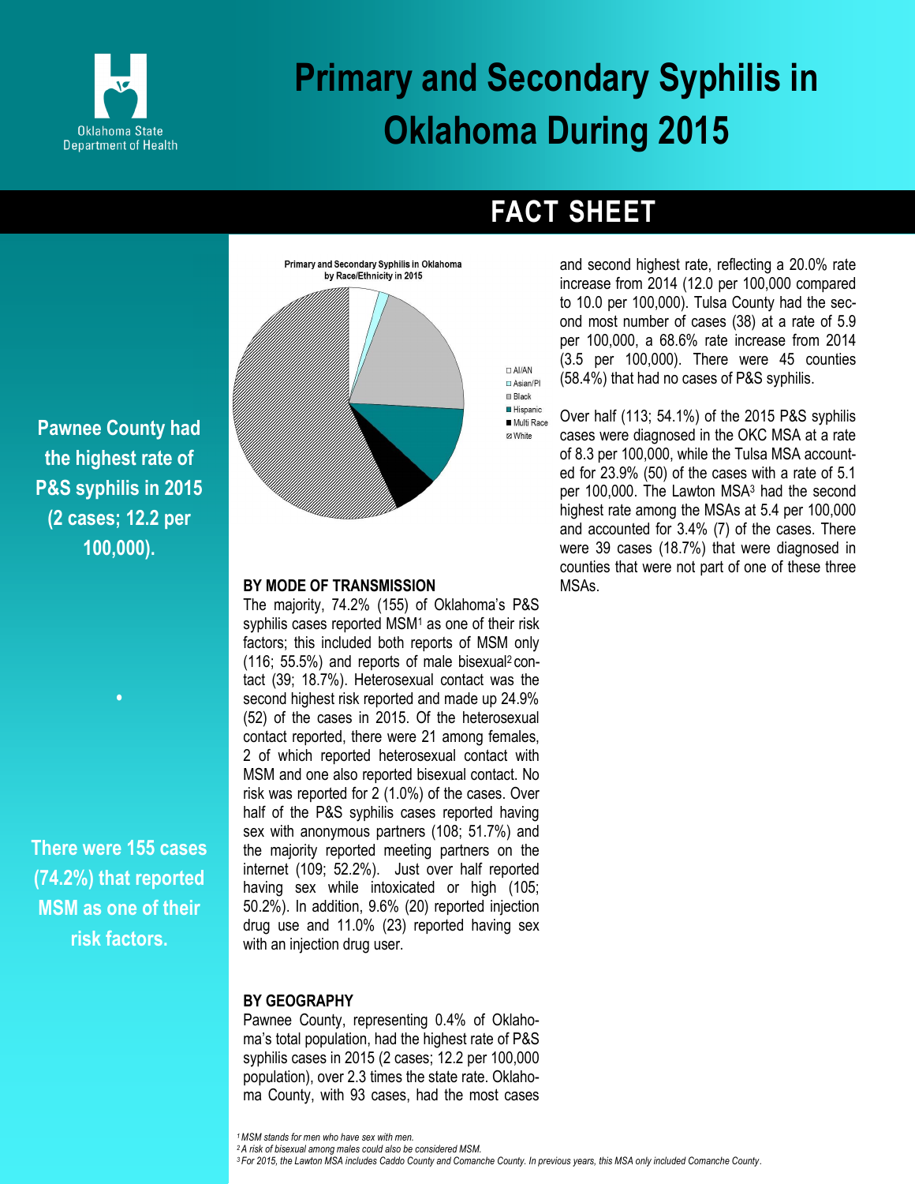# Primary and Secondary Syphilis in Oklahoma During 2015

Oklahoma State Department of Health

## FACT SHEET

**Pawnee County had the highest rate of P&S syphilis in 2015 (2 cases; 12.2 per 100,000).**

•

**There were 155 cases (74.2%) that reported MSM as one of their risk factors.**

Primary and Secondary Syphilis in Oklahoma by Race/Ethnicity in 2015

- AI/AN
- Asian/PI
- Black
- Hispanic
- Multi Race
- White

### BY MODE OF TRANSMISSION

The majority, 74.2% (155) of Oklahoma's P&S syphilis cases reported MSM[1] as one of their risk factors; this included both reports of MSM only (116; 55.5%) and reports of male bisexual[2] contact (39; 18.7%). Heterosexual contact was the second highest risk reported and made up 24.9% (52) of the cases in 2015. Of the heterosexual contact reported, there were 21 among females, 2 of which reported heterosexual contact with MSM and one also reported bisexual contact. No risk was reported for 2 (1.0%) of the cases. Over half of the P&S syphilis cases reported having sex with anonymous partners (108; 51.7%) and the majority reported meeting partners on the internet (109; 52.2%). Just over half reported having sex while intoxicated or high (105; 50.2%). In addition, 9.6% (20) reported injection drug use and 11.0% (23) reported having sex with an injection drug user.

### BY GEOGRAPHY

Pawnee County, representing 0.4% of Oklahoma's total population, had the highest rate of P&S syphilis cases in 2015 (2 cases; 12.2 per 100,000 population), over 2.3 times the state rate. Oklahoma County, with 93 cases, had the most cases and second highest rate, reflecting a 20.0% rate increase from 2014 (12.0 per 100,000 compared to 10.0 per 100,000). Tulsa County had the second most number of cases (38) at a rate of 5.9 per 100,000, a 68.6% rate increase from 2014 (3.5 per 100,000). There were 45 counties (58.4%) that had no cases of P&S syphilis.

Over half (113; 54.1%) of the 2015 P&S syphilis cases were diagnosed in the OKC MSA at a rate of 8.3 per 100,000, while the Tulsa MSA accounted for 23.9% (50) of the cases with a rate of 5.1 per 100,000. The Lawton MSA[3] had the second highest rate among the MSAs at 5.4 per 100,000 and accounted for 3.4% (7) of the cases. There were 39 cases (18.7%) that were diagnosed in counties that were not part of one of these three MSAs.

*[1] MSM stands for men who have sex with men.*
*[2] A risk of bisexual among males could also be considered MSM.*
*[3] For 2015, the Lawton MSA includes Caddo County and Comanche County. In previous years, this MSA only included Comanche County.*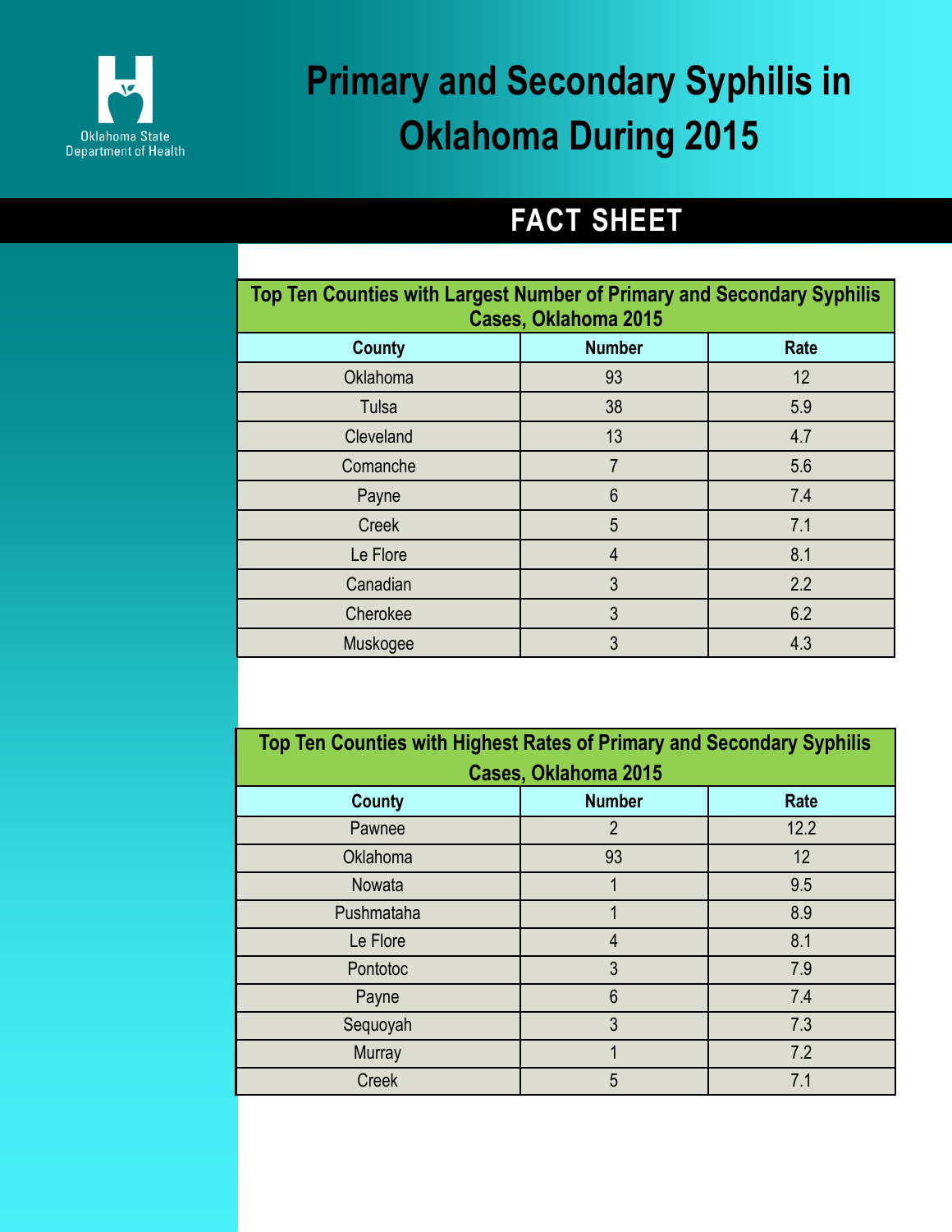Oklahoma State Department of Health

# Primary and Secondary Syphilis in Oklahoma During 2015

## FACT SHEET

| Top Ten Counties with Largest Number of Primary and Secondary Syphilis Cases, Oklahoma 2015 | | |
|---|---|---|
| County | Number | Rate |
| Oklahoma | 93 | 12 |
| Tulsa | 38 | 5.9 |
| Cleveland | 13 | 4.7 |
| Comanche | 7 | 5.6 |
| Payne | 6 | 7.4 |
| Creek | 5 | 7.1 |
| Le Flore | 4 | 8.1 |
| Canadian | 3 | 2.2 |
| Cherokee | 3 | 6.2 |
| Muskogee | 3 | 4.3 |

| Top Ten Counties with Highest Rates of Primary and Secondary Syphilis Cases, Oklahoma 2015 | | |
|---|---|---|
| County | Number | Rate |
| Pawnee | 2 | 12.2 |
| Oklahoma | 93 | 12 |
| Nowata | 1 | 9.5 |
| Pushmataha | 1 | 8.9 |
| Le Flore | 4 | 8.1 |
| Pontotoc | 3 | 7.9 |
| Payne | 6 | 7.4 |
| Sequoyah | 3 | 7.3 |
| Murray | 1 | 7.2 |
| Creek | 5 | 7.1 |